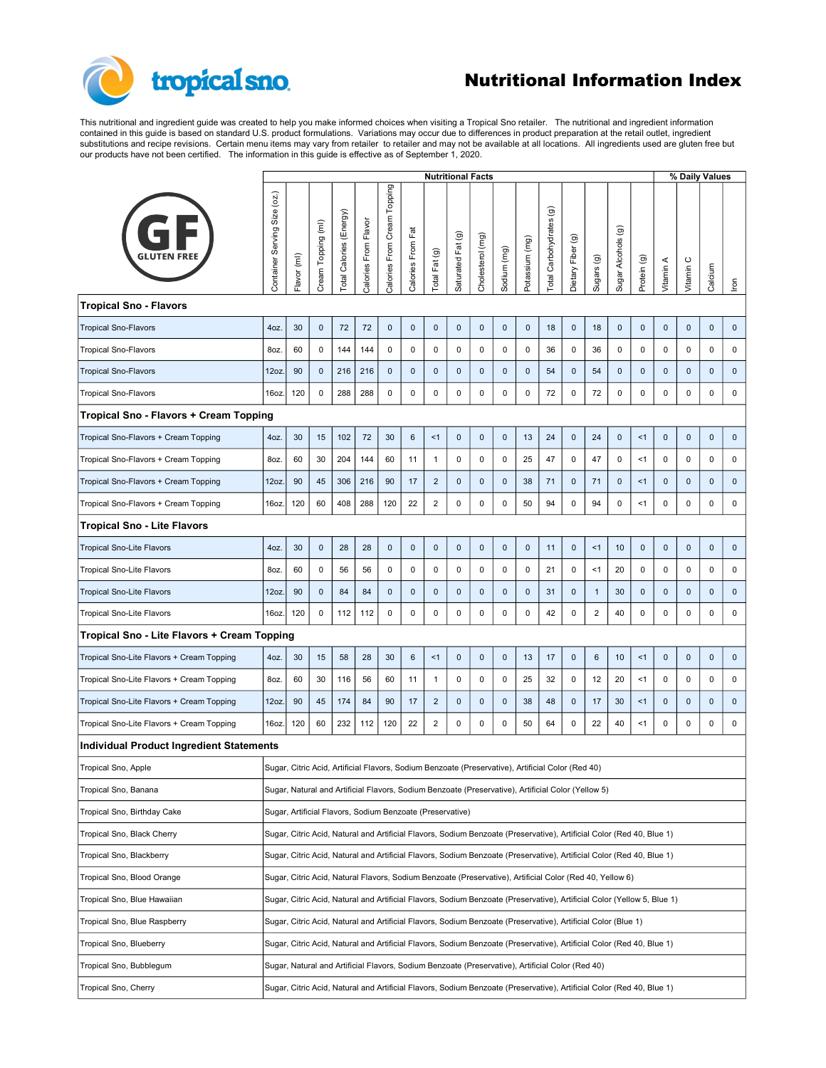# Nutritional Information Index

This nutritional and ingredient guide was created to help you make informed choices when visiting a Tropical Sno retailer. The nutritional and ingredient information contained in this guide is based on standard U.S. product formulations. Variations may occur due to differences in product preparation at the retail outlet, ingredient substitutions and recipe revisions. Certain menu items may vary from retailer to retailer and may not be available at all locations. All ingredients used are gluten free but our products have not been certified. The information in this guide is effective as of September 1, 2020.

GF GLUTEN FREE

| | Nutritional Facts | | | | | | | | | | | | | | | | | | | % Daily Values | | | |
|---|---|---|---|---|---|---|---|---|---|---|---|---|---|---|---|---|---|---|---|---|---|---|---|
| | Container Serving Size (oz.) | Flavor (ml) | Cream Topping (ml) | Total Calories (Energy) | Calories From Flavor | Calories From Cream Topping | Calories From Fat | Total Fat (g) | Saturated Fat (g) | Cholesterol (mg) | Sodium (mg) | Potassium (mg) | Total Carbohydrates (g) | Dietary Fiber (g) | Sugars (g) | Sugar Alcohols (g) | Protein (g) | Vitamin A | Vitamin C | Calcium | Iron |
| **Tropical Sno - Flavors** | | | | | | | | | | | | | | | | | | | | | |
| Tropical Sno-Flavors | 4oz. | 30 | 0 | 72 | 72 | 0 | 0 | 0 | 0 | 0 | 0 | 0 | 18 | 0 | 18 | 0 | 0 | 0 | 0 | 0 | 0 |
| Tropical Sno-Flavors | 8oz. | 60 | 0 | 144 | 144 | 0 | 0 | 0 | 0 | 0 | 0 | 0 | 36 | 0 | 36 | 0 | 0 | 0 | 0 | 0 | 0 |
| Tropical Sno-Flavors | 12oz. | 90 | 0 | 216 | 216 | 0 | 0 | 0 | 0 | 0 | 0 | 0 | 54 | 0 | 54 | 0 | 0 | 0 | 0 | 0 | 0 |
| Tropical Sno-Flavors | 16oz. | 120 | 0 | 288 | 288 | 0 | 0 | 0 | 0 | 0 | 0 | 0 | 72 | 0 | 72 | 0 | 0 | 0 | 0 | 0 | 0 |
| **Tropical Sno - Flavors + Cream Topping** | | | | | | | | | | | | | | | | | | | | | |
| Tropical Sno-Flavors + Cream Topping | 4oz. | 30 | 15 | 102 | 72 | 30 | 6 | <1 | 0 | 0 | 0 | 13 | 24 | 0 | 24 | 0 | <1 | 0 | 0 | 0 | 0 |
| Tropical Sno-Flavors + Cream Topping | 8oz. | 60 | 30 | 204 | 144 | 60 | 11 | 1 | 0 | 0 | 0 | 25 | 47 | 0 | 47 | 0 | <1 | 0 | 0 | 0 | 0 |
| Tropical Sno-Flavors + Cream Topping | 12oz. | 90 | 45 | 306 | 216 | 90 | 17 | 2 | 0 | 0 | 0 | 38 | 71 | 0 | 71 | 0 | <1 | 0 | 0 | 0 | 0 |
| Tropical Sno-Flavors + Cream Topping | 16oz. | 120 | 60 | 408 | 288 | 120 | 22 | 2 | 0 | 0 | 0 | 50 | 94 | 0 | 94 | 0 | <1 | 0 | 0 | 0 | 0 |
| **Tropical Sno - Lite Flavors** | | | | | | | | | | | | | | | | | | | | | |
| Tropical Sno-Lite Flavors | 4oz. | 30 | 0 | 28 | 28 | 0 | 0 | 0 | 0 | 0 | 0 | 0 | 11 | 0 | <1 | 10 | 0 | 0 | 0 | 0 | 0 |
| Tropical Sno-Lite Flavors | 8oz. | 60 | 0 | 56 | 56 | 0 | 0 | 0 | 0 | 0 | 0 | 0 | 21 | 0 | <1 | 20 | 0 | 0 | 0 | 0 | 0 |
| Tropical Sno-Lite Flavors | 12oz. | 90 | 0 | 84 | 84 | 0 | 0 | 0 | 0 | 0 | 0 | 0 | 31 | 0 | 1 | 30 | 0 | 0 | 0 | 0 | 0 |
| Tropical Sno-Lite Flavors | 16oz. | 120 | 0 | 112 | 112 | 0 | 0 | 0 | 0 | 0 | 0 | 0 | 42 | 0 | 2 | 40 | 0 | 0 | 0 | 0 | 0 |
| **Tropical Sno - Lite Flavors + Cream Topping** | | | | | | | | | | | | | | | | | | | | | |
| Tropical Sno-Lite Flavors + Cream Topping | 4oz. | 30 | 15 | 58 | 28 | 30 | 6 | <1 | 0 | 0 | 0 | 13 | 17 | 0 | 6 | 10 | <1 | 0 | 0 | 0 | 0 |
| Tropical Sno-Lite Flavors + Cream Topping | 8oz. | 60 | 30 | 116 | 56 | 60 | 11 | 1 | 0 | 0 | 0 | 25 | 32 | 0 | 12 | 20 | <1 | 0 | 0 | 0 | 0 |
| Tropical Sno-Lite Flavors + Cream Topping | 12oz. | 90 | 45 | 174 | 84 | 90 | 17 | 2 | 0 | 0 | 0 | 38 | 48 | 0 | 17 | 30 | <1 | 0 | 0 | 0 | 0 |
| Tropical Sno-Lite Flavors + Cream Topping | 16oz. | 120 | 60 | 232 | 112 | 120 | 22 | 2 | 0 | 0 | 0 | 50 | 64 | 0 | 22 | 40 | <1 | 0 | 0 | 0 | 0 |

## Individual Product Ingredient Statements

| Product | Ingredients |
|---|---|
| Tropical Sno, Apple | Sugar, Citric Acid, Artificial Flavors, Sodium Benzoate (Preservative), Artificial Color (Red 40) |
| Tropical Sno, Banana | Sugar, Natural and Artificial Flavors, Sodium Benzoate (Preservative), Artificial Color (Yellow 5) |
| Tropical Sno, Birthday Cake | Sugar, Artificial Flavors, Sodium Benzoate (Preservative) |
| Tropical Sno, Black Cherry | Sugar, Citric Acid, Natural and Artificial Flavors, Sodium Benzoate (Preservative), Artificial Color (Red 40, Blue 1) |
| Tropical Sno, Blackberry | Sugar, Citric Acid, Natural and Artificial Flavors, Sodium Benzoate (Preservative), Artificial Color (Red 40, Blue 1) |
| Tropical Sno, Blood Orange | Sugar, Citric Acid, Natural Flavors, Sodium Benzoate (Preservative), Artificial Color (Red 40, Yellow 6) |
| Tropical Sno, Blue Hawaiian | Sugar, Citric Acid, Natural and Artificial Flavors, Sodium Benzoate (Preservative), Artificial Color (Yellow 5, Blue 1) |
| Tropical Sno, Blue Raspberry | Sugar, Citric Acid, Natural and Artificial Flavors, Sodium Benzoate (Preservative), Artificial Color (Blue 1) |
| Tropical Sno, Blueberry | Sugar, Citric Acid, Natural and Artificial Flavors, Sodium Benzoate (Preservative), Artificial Color (Red 40, Blue 1) |
| Tropical Sno, Bubblegum | Sugar, Natural and Artificial Flavors, Sodium Benzoate (Preservative), Artificial Color (Red 40) |
| Tropical Sno, Cherry | Sugar, Citric Acid, Natural and Artificial Flavors, Sodium Benzoate (Preservative), Artificial Color (Red 40, Blue 1) |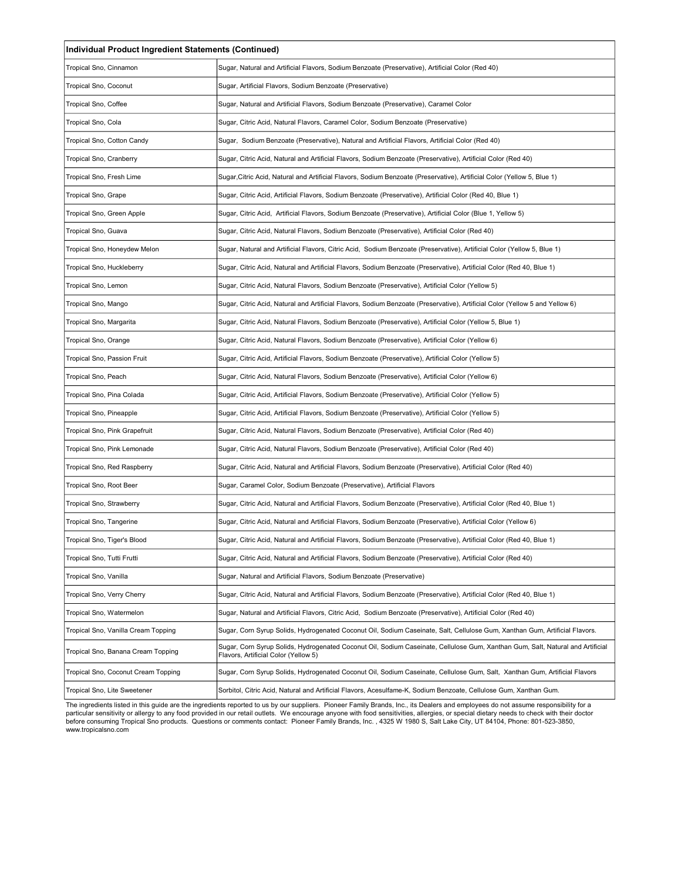| Individual Product Ingredient Statements (Continued) | |
|---|---|
| Tropical Sno, Cinnamon | Sugar, Natural and Artificial Flavors, Sodium Benzoate (Preservative), Artificial Color (Red 40) |
| Tropical Sno, Coconut | Sugar, Artificial Flavors, Sodium Benzoate (Preservative) |
| Tropical Sno, Coffee | Sugar, Natural and Artificial Flavors, Sodium Benzoate (Preservative), Caramel Color |
| Tropical Sno, Cola | Sugar, Citric Acid, Natural Flavors, Caramel Color, Sodium Benzoate (Preservative) |
| Tropical Sno, Cotton Candy | Sugar, Sodium Benzoate (Preservative), Natural and Artificial Flavors, Artificial Color (Red 40) |
| Tropical Sno, Cranberry | Sugar, Citric Acid, Natural and Artificial Flavors, Sodium Benzoate (Preservative), Artificial Color (Red 40) |
| Tropical Sno, Fresh Lime | Sugar,Citric Acid, Natural and Artificial Flavors, Sodium Benzoate (Preservative), Artificial Color (Yellow 5, Blue 1) |
| Tropical Sno, Grape | Sugar, Citric Acid, Artificial Flavors, Sodium Benzoate (Preservative), Artificial Color (Red 40, Blue 1) |
| Tropical Sno, Green Apple | Sugar, Citric Acid, Artificial Flavors, Sodium Benzoate (Preservative), Artificial Color (Blue 1, Yellow 5) |
| Tropical Sno, Guava | Sugar, Citric Acid, Natural Flavors, Sodium Benzoate (Preservative), Artificial Color (Red 40) |
| Tropical Sno, Honeydew Melon | Sugar, Natural and Artificial Flavors, Citric Acid, Sodium Benzoate (Preservative), Artificial Color (Yellow 5, Blue 1) |
| Tropical Sno, Huckleberry | Sugar, Citric Acid, Natural and Artificial Flavors, Sodium Benzoate (Preservative), Artificial Color (Red 40, Blue 1) |
| Tropical Sno, Lemon | Sugar, Citric Acid, Natural Flavors, Sodium Benzoate (Preservative), Artificial Color (Yellow 5) |
| Tropical Sno, Mango | Sugar, Citric Acid, Natural and Artificial Flavors, Sodium Benzoate (Preservative), Artificial Color (Yellow 5 and Yellow 6) |
| Tropical Sno, Margarita | Sugar, Citric Acid, Natural Flavors, Sodium Benzoate (Preservative), Artificial Color (Yellow 5, Blue 1) |
| Tropical Sno, Orange | Sugar, Citric Acid, Natural Flavors, Sodium Benzoate (Preservative), Artificial Color (Yellow 6) |
| Tropical Sno, Passion Fruit | Sugar, Citric Acid, Artificial Flavors, Sodium Benzoate (Preservative), Artificial Color (Yellow 5) |
| Tropical Sno, Peach | Sugar, Citric Acid, Natural Flavors, Sodium Benzoate (Preservative), Artificial Color (Yellow 6) |
| Tropical Sno, Pina Colada | Sugar, Citric Acid, Artificial Flavors, Sodium Benzoate (Preservative), Artificial Color (Yellow 5) |
| Tropical Sno, Pineapple | Sugar, Citric Acid, Artificial Flavors, Sodium Benzoate (Preservative), Artificial Color (Yellow 5) |
| Tropical Sno, Pink Grapefruit | Sugar, Citric Acid, Natural Flavors, Sodium Benzoate (Preservative), Artificial Color (Red 40) |
| Tropical Sno, Pink Lemonade | Sugar, Citric Acid, Natural Flavors, Sodium Benzoate (Preservative), Artificial Color (Red 40) |
| Tropical Sno, Red Raspberry | Sugar, Citric Acid, Natural and Artificial Flavors, Sodium Benzoate (Preservative), Artificial Color (Red 40) |
| Tropical Sno, Root Beer | Sugar, Caramel Color, Sodium Benzoate (Preservative), Artificial Flavors |
| Tropical Sno, Strawberry | Sugar, Citric Acid, Natural and Artificial Flavors, Sodium Benzoate (Preservative), Artificial Color (Red 40, Blue 1) |
| Tropical Sno, Tangerine | Sugar, Citric Acid, Natural and Artificial Flavors, Sodium Benzoate (Preservative), Artificial Color (Yellow 6) |
| Tropical Sno, Tiger's Blood | Sugar, Citric Acid, Natural and Artificial Flavors, Sodium Benzoate (Preservative), Artificial Color (Red 40, Blue 1) |
| Tropical Sno, Tutti Frutti | Sugar, Citric Acid, Natural and Artificial Flavors, Sodium Benzoate (Preservative), Artificial Color (Red 40) |
| Tropical Sno, Vanilla | Sugar, Natural and Artificial Flavors, Sodium Benzoate (Preservative) |
| Tropical Sno, Verry Cherry | Sugar, Citric Acid, Natural and Artificial Flavors, Sodium Benzoate (Preservative), Artificial Color (Red 40, Blue 1) |
| Tropical Sno, Watermelon | Sugar, Natural and Artificial Flavors, Citric Acid, Sodium Benzoate (Preservative), Artificial Color (Red 40) |
| Tropical Sno, Vanilla Cream Topping | Sugar, Corn Syrup Solids, Hydrogenated Coconut Oil, Sodium Caseinate, Salt, Cellulose Gum, Xanthan Gum, Artificial Flavors. |
| Tropical Sno, Banana Cream Topping | Sugar, Corn Syrup Solids, Hydrogenated Coconut Oil, Sodium Caseinate, Cellulose Gum, Xanthan Gum, Salt, Natural and Artificial Flavors, Artificial Color (Yellow 5) |
| Tropical Sno, Coconut Cream Topping | Sugar, Corn Syrup Solids, Hydrogenated Coconut Oil, Sodium Caseinate, Cellulose Gum, Salt, Xanthan Gum, Artificial Flavors |
| Tropical Sno, Lite Sweetener | Sorbitol, Citric Acid, Natural and Artificial Flavors, Acesulfame-K, Sodium Benzoate, Cellulose Gum, Xanthan Gum. |

The ingredients listed in this guide are the ingredients reported to us by our suppliers. Pioneer Family Brands, Inc., its Dealers and employees do not assume responsibility for a particular sensitivity or allergy to any food provided in our retail outlets. We encourage anyone with food sensitivities, allergies, or special dietary needs to check with their doctor before consuming Tropical Sno products. Questions or comments contact: Pioneer Family Brands, Inc. , 4325 W 1980 S, Salt Lake City, UT 84104, Phone: 801-523-3850, www.tropicalsno.com